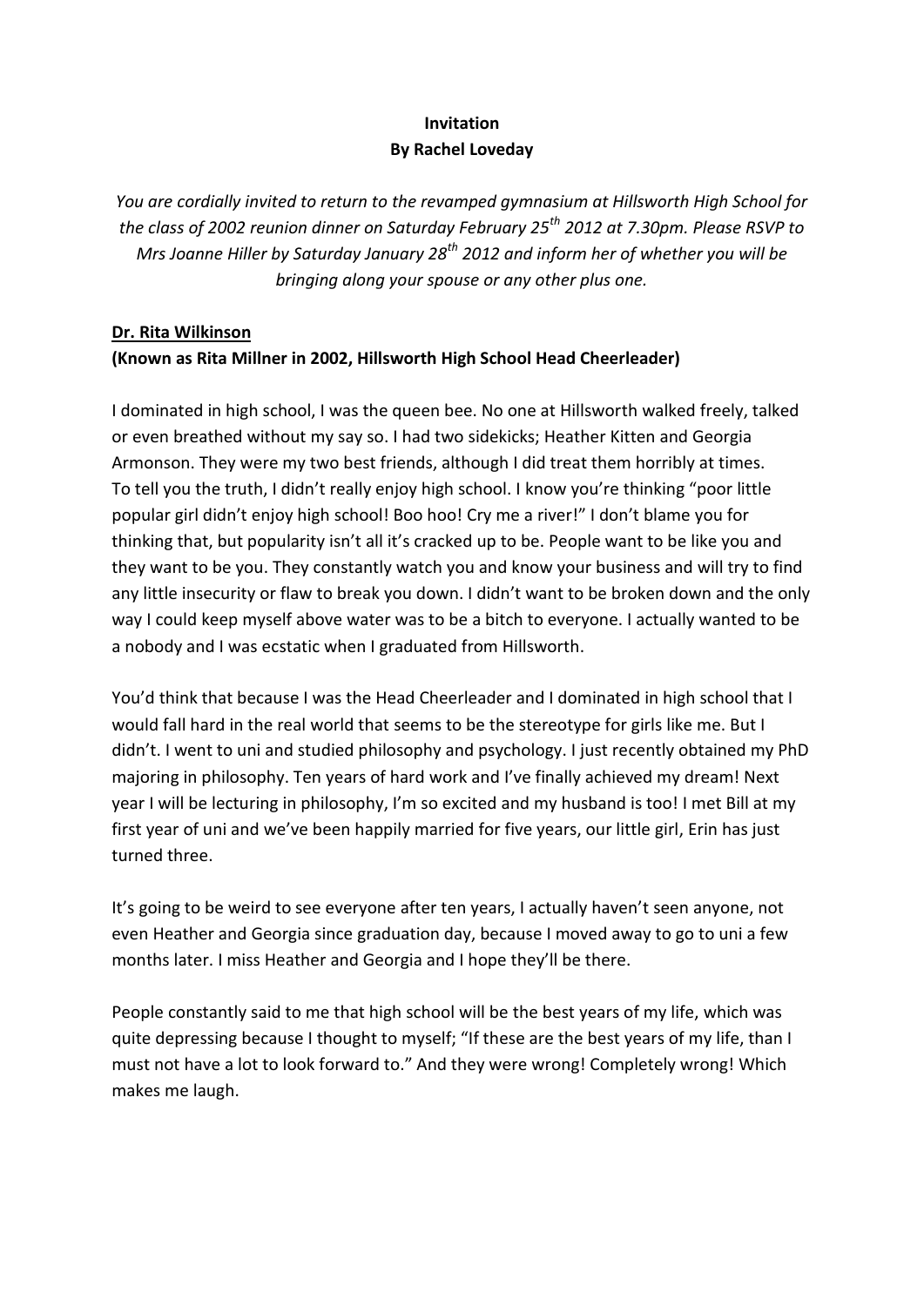**Invitation**
**By Rachel Loveday**

*You are cordially invited to return to the revamped gymnasium at Hillsworth High School for the class of 2002 reunion dinner on Saturday February 25th 2012 at 7.30pm. Please RSVP to Mrs Joanne Hiller by Saturday January 28th 2012 and inform her of whether you will be bringing along your spouse or any other plus one.*

**Dr. Rita Wilkinson**
**(Known as Rita Millner in 2002, Hillsworth High School Head Cheerleader)**

I dominated in high school, I was the queen bee. No one at Hillsworth walked freely, talked or even breathed without my say so. I had two sidekicks; Heather Kitten and Georgia Armonson. They were my two best friends, although I did treat them horribly at times. To tell you the truth, I didn't really enjoy high school. I know you're thinking "poor little popular girl didn't enjoy high school! Boo hoo! Cry me a river!" I don't blame you for thinking that, but popularity isn't all it's cracked up to be. People want to be like you and they want to be you. They constantly watch you and know your business and will try to find any little insecurity or flaw to break you down. I didn't want to be broken down and the only way I could keep myself above water was to be a bitch to everyone. I actually wanted to be a nobody and I was ecstatic when I graduated from Hillsworth.

You'd think that because I was the Head Cheerleader and I dominated in high school that I would fall hard in the real world that seems to be the stereotype for girls like me. But I didn't. I went to uni and studied philosophy and psychology. I just recently obtained my PhD majoring in philosophy. Ten years of hard work and I've finally achieved my dream! Next year I will be lecturing in philosophy, I'm so excited and my husband is too! I met Bill at my first year of uni and we've been happily married for five years, our little girl, Erin has just turned three.

It's going to be weird to see everyone after ten years, I actually haven't seen anyone, not even Heather and Georgia since graduation day, because I moved away to go to uni a few months later. I miss Heather and Georgia and I hope they'll be there.

People constantly said to me that high school will be the best years of my life, which was quite depressing because I thought to myself; "If these are the best years of my life, than I must not have a lot to look forward to." And they were wrong! Completely wrong! Which makes me laugh.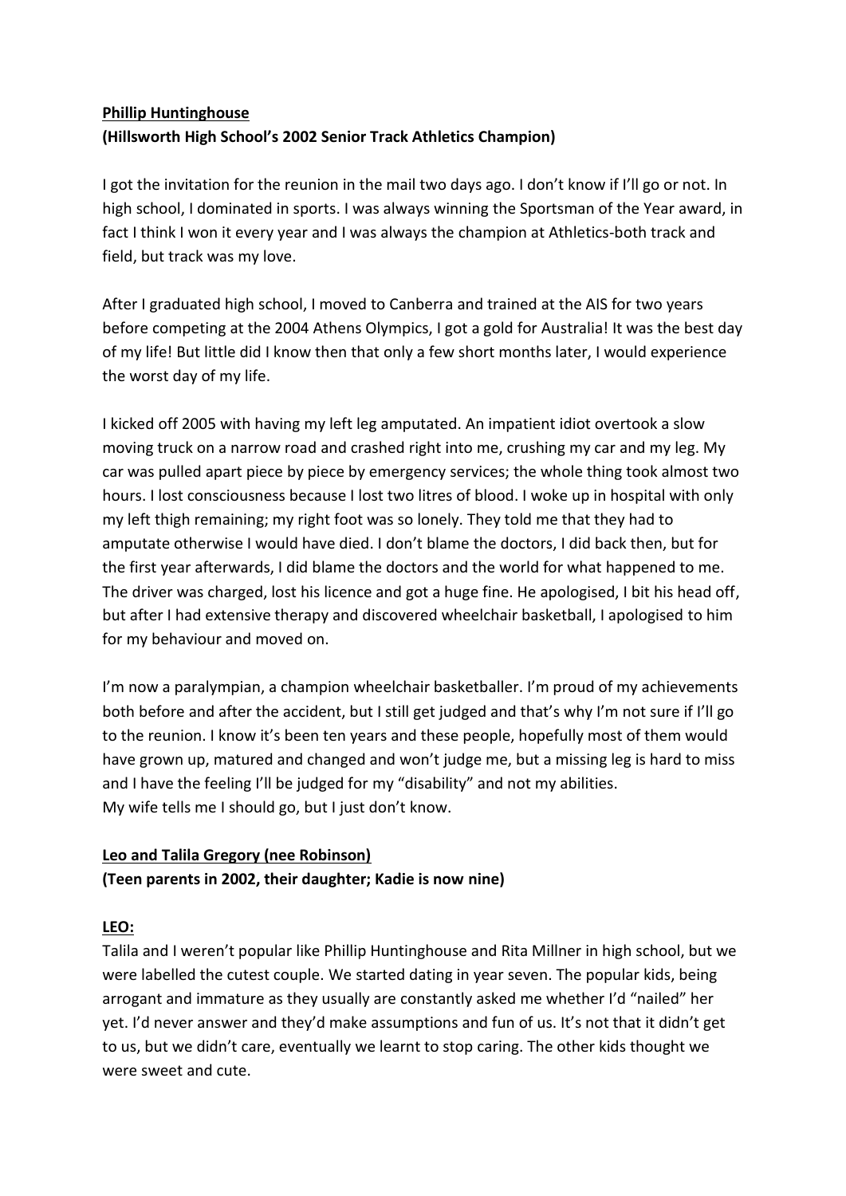**Phillip Huntinghouse**
**(Hillsworth High School's 2002 Senior Track Athletics Champion)**

I got the invitation for the reunion in the mail two days ago. I don't know if I'll go or not. In high school, I dominated in sports. I was always winning the Sportsman of the Year award, in fact I think I won it every year and I was always the champion at Athletics-both track and field, but track was my love.

After I graduated high school, I moved to Canberra and trained at the AIS for two years before competing at the 2004 Athens Olympics, I got a gold for Australia! It was the best day of my life! But little did I know then that only a few short months later, I would experience the worst day of my life.

I kicked off 2005 with having my left leg amputated. An impatient idiot overtook a slow moving truck on a narrow road and crashed right into me, crushing my car and my leg. My car was pulled apart piece by piece by emergency services; the whole thing took almost two hours. I lost consciousness because I lost two litres of blood. I woke up in hospital with only my left thigh remaining; my right foot was so lonely. They told me that they had to amputate otherwise I would have died. I don't blame the doctors, I did back then, but for the first year afterwards, I did blame the doctors and the world for what happened to me. The driver was charged, lost his licence and got a huge fine. He apologised, I bit his head off, but after I had extensive therapy and discovered wheelchair basketball, I apologised to him for my behaviour and moved on.

I'm now a paralympian, a champion wheelchair basketballer. I'm proud of my achievements both before and after the accident, but I still get judged and that's why I'm not sure if I'll go to the reunion. I know it's been ten years and these people, hopefully most of them would have grown up, matured and changed and won't judge me, but a missing leg is hard to miss and I have the feeling I'll be judged for my "disability" and not my abilities.
My wife tells me I should go, but I just don't know.

**Leo and Talila Gregory (nee Robinson)**
**(Teen parents in 2002, their daughter; Kadie is now nine)**

**LEO:**
Talila and I weren't popular like Phillip Huntinghouse and Rita Millner in high school, but we were labelled the cutest couple. We started dating in year seven. The popular kids, being arrogant and immature as they usually are constantly asked me whether I'd "nailed" her yet. I'd never answer and they'd make assumptions and fun of us. It's not that it didn't get to us, but we didn't care, eventually we learnt to stop caring. The other kids thought we were sweet and cute.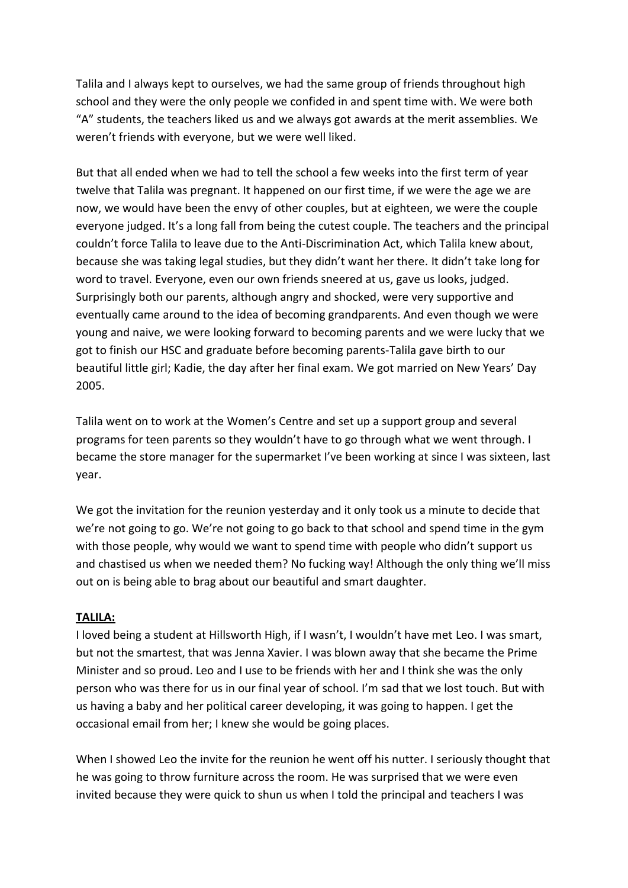Talila and I always kept to ourselves, we had the same group of friends throughout high school and they were the only people we confided in and spent time with. We were both "A" students, the teachers liked us and we always got awards at the merit assemblies. We weren't friends with everyone, but we were well liked.

But that all ended when we had to tell the school a few weeks into the first term of year twelve that Talila was pregnant. It happened on our first time, if we were the age we are now, we would have been the envy of other couples, but at eighteen, we were the couple everyone judged. It's a long fall from being the cutest couple. The teachers and the principal couldn't force Talila to leave due to the Anti-Discrimination Act, which Talila knew about, because she was taking legal studies, but they didn't want her there. It didn't take long for word to travel. Everyone, even our own friends sneered at us, gave us looks, judged. Surprisingly both our parents, although angry and shocked, were very supportive and eventually came around to the idea of becoming grandparents. And even though we were young and naive, we were looking forward to becoming parents and we were lucky that we got to finish our HSC and graduate before becoming parents-Talila gave birth to our beautiful little girl; Kadie, the day after her final exam. We got married on New Years' Day 2005.

Talila went on to work at the Women's Centre and set up a support group and several programs for teen parents so they wouldn't have to go through what we went through. I became the store manager for the supermarket I've been working at since I was sixteen, last year.

We got the invitation for the reunion yesterday and it only took us a minute to decide that we're not going to go. We're not going to go back to that school and spend time in the gym with those people, why would we want to spend time with people who didn't support us and chastised us when we needed them? No fucking way! Although the only thing we'll miss out on is being able to brag about our beautiful and smart daughter.

**TALILA:**

I loved being a student at Hillsworth High, if I wasn't, I wouldn't have met Leo. I was smart, but not the smartest, that was Jenna Xavier. I was blown away that she became the Prime Minister and so proud. Leo and I use to be friends with her and I think she was the only person who was there for us in our final year of school. I'm sad that we lost touch. But with us having a baby and her political career developing, it was going to happen. I get the occasional email from her; I knew she would be going places.

When I showed Leo the invite for the reunion he went off his nutter. I seriously thought that he was going to throw furniture across the room. He was surprised that we were even invited because they were quick to shun us when I told the principal and teachers I was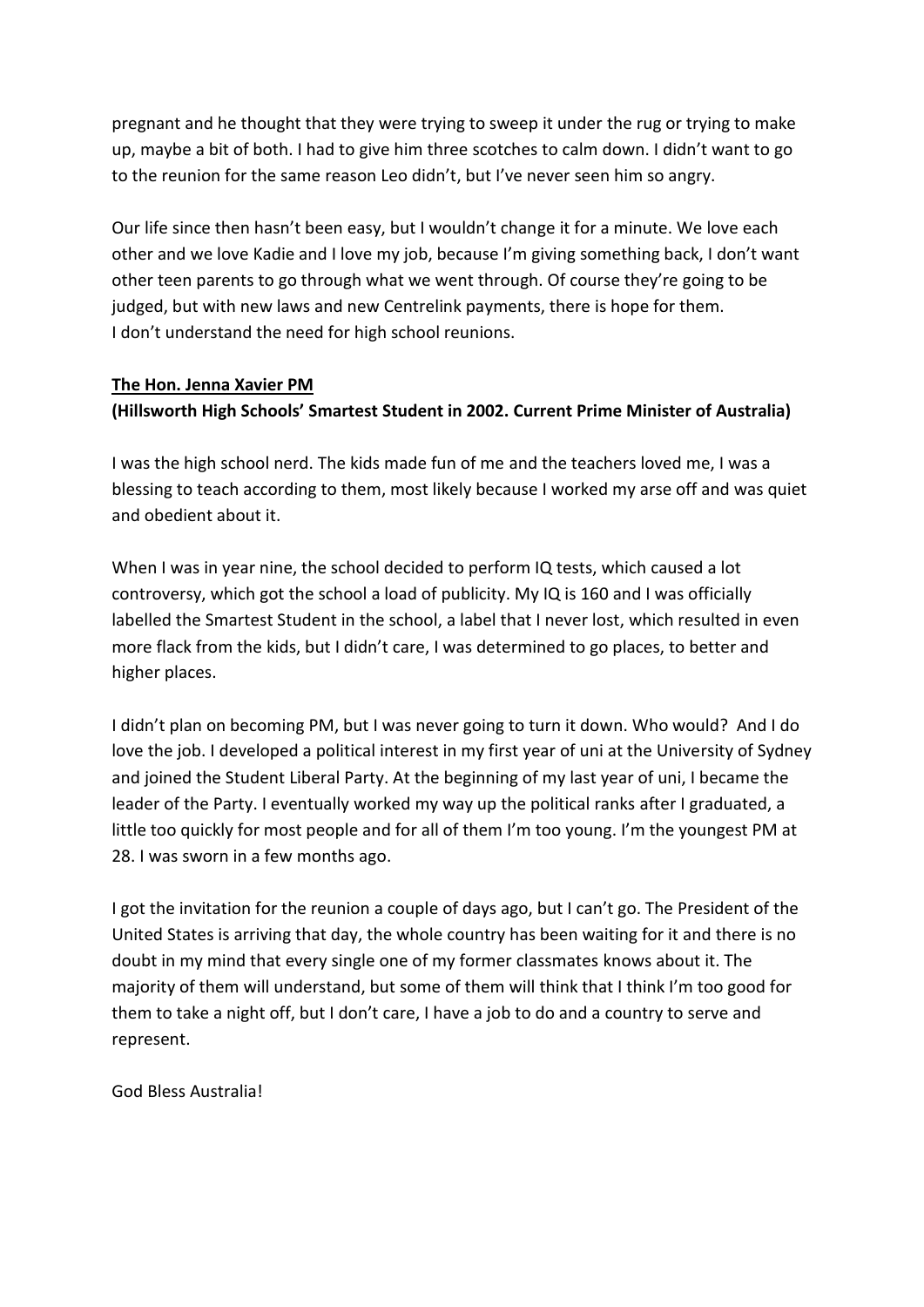pregnant and he thought that they were trying to sweep it under the rug or trying to make up, maybe a bit of both. I had to give him three scotches to calm down. I didn't want to go to the reunion for the same reason Leo didn't, but I've never seen him so angry.

Our life since then hasn't been easy, but I wouldn't change it for a minute. We love each other and we love Kadie and I love my job, because I'm giving something back, I don't want other teen parents to go through what we went through. Of course they're going to be judged, but with new laws and new Centrelink payments, there is hope for them.
I don't understand the need for high school reunions.

**<u>The Hon. Jenna Xavier PM</u>**
**(Hillsworth High Schools' Smartest Student in 2002. Current Prime Minister of Australia)**

I was the high school nerd. The kids made fun of me and the teachers loved me, I was a blessing to teach according to them, most likely because I worked my arse off and was quiet and obedient about it.

When I was in year nine, the school decided to perform IQ tests, which caused a lot controversy, which got the school a load of publicity. My IQ is 160 and I was officially labelled the Smartest Student in the school, a label that I never lost, which resulted in even more flack from the kids, but I didn't care, I was determined to go places, to better and higher places.

I didn't plan on becoming PM, but I was never going to turn it down. Who would? And I do love the job. I developed a political interest in my first year of uni at the University of Sydney and joined the Student Liberal Party. At the beginning of my last year of uni, I became the leader of the Party. I eventually worked my way up the political ranks after I graduated, a little too quickly for most people and for all of them I'm too young. I'm the youngest PM at 28. I was sworn in a few months ago.

I got the invitation for the reunion a couple of days ago, but I can't go. The President of the United States is arriving that day, the whole country has been waiting for it and there is no doubt in my mind that every single one of my former classmates knows about it. The majority of them will understand, but some of them will think that I think I'm too good for them to take a night off, but I don't care, I have a job to do and a country to serve and represent.

God Bless Australia!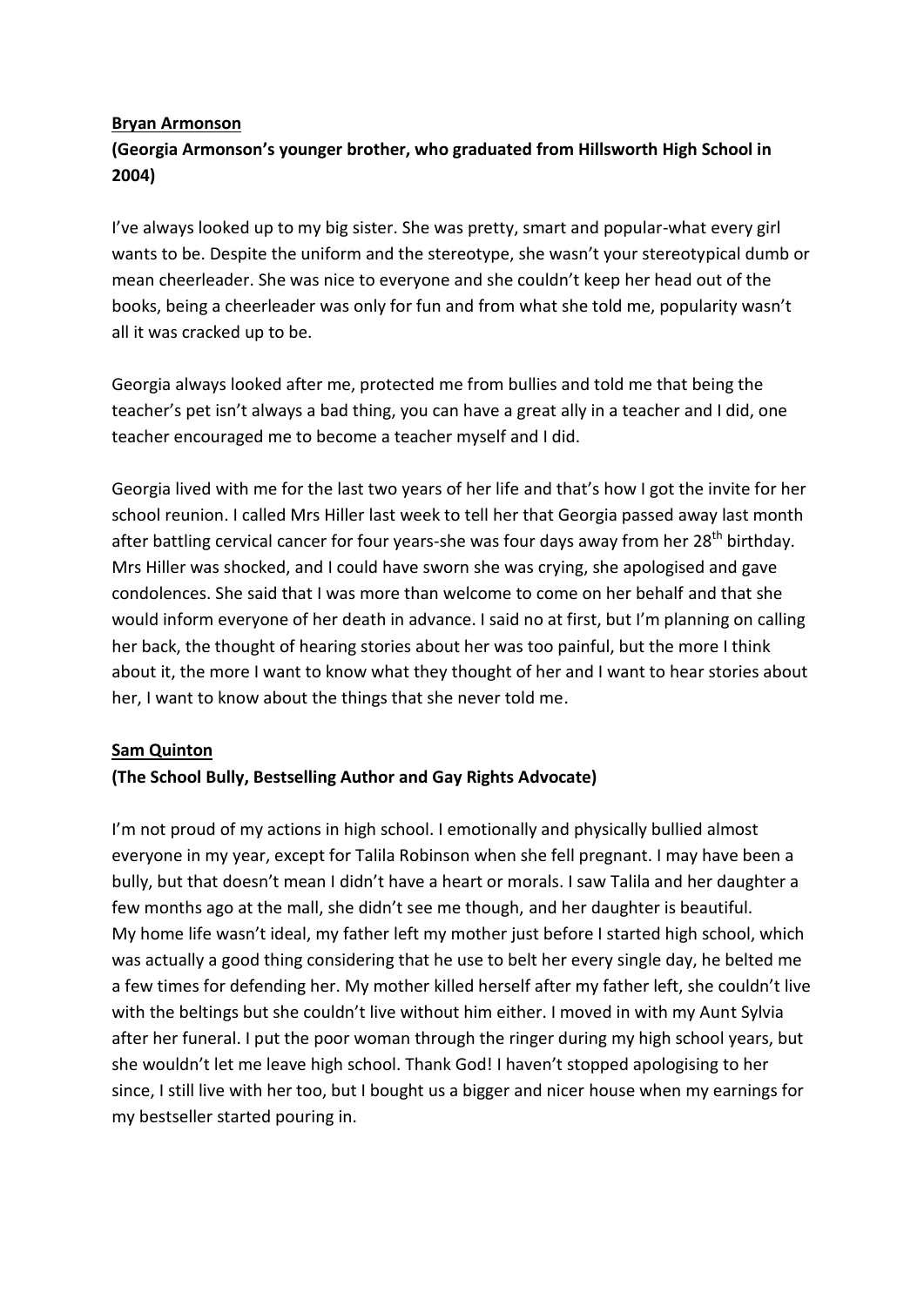**Bryan Armonson**

**(Georgia Armonson's younger brother, who graduated from Hillsworth High School in 2004)**

I've always looked up to my big sister. She was pretty, smart and popular-what every girl wants to be. Despite the uniform and the stereotype, she wasn't your stereotypical dumb or mean cheerleader. She was nice to everyone and she couldn't keep her head out of the books, being a cheerleader was only for fun and from what she told me, popularity wasn't all it was cracked up to be.

Georgia always looked after me, protected me from bullies and told me that being the teacher's pet isn't always a bad thing, you can have a great ally in a teacher and I did, one teacher encouraged me to become a teacher myself and I did.

Georgia lived with me for the last two years of her life and that's how I got the invite for her school reunion. I called Mrs Hiller last week to tell her that Georgia passed away last month after battling cervical cancer for four years-she was four days away from her 28th birthday. Mrs Hiller was shocked, and I could have sworn she was crying, she apologised and gave condolences. She said that I was more than welcome to come on her behalf and that she would inform everyone of her death in advance. I said no at first, but I'm planning on calling her back, the thought of hearing stories about her was too painful, but the more I think about it, the more I want to know what they thought of her and I want to hear stories about her, I want to know about the things that she never told me.

**Sam Quinton**

**(The School Bully, Bestselling Author and Gay Rights Advocate)**

I'm not proud of my actions in high school. I emotionally and physically bullied almost everyone in my year, except for Talila Robinson when she fell pregnant. I may have been a bully, but that doesn't mean I didn't have a heart or morals. I saw Talila and her daughter a few months ago at the mall, she didn't see me though, and her daughter is beautiful.
My home life wasn't ideal, my father left my mother just before I started high school, which was actually a good thing considering that he use to belt her every single day, he belted me a few times for defending her. My mother killed herself after my father left, she couldn't live with the beltings but she couldn't live without him either. I moved in with my Aunt Sylvia after her funeral. I put the poor woman through the ringer during my high school years, but she wouldn't let me leave high school. Thank God! I haven't stopped apologising to her since, I still live with her too, but I bought us a bigger and nicer house when my earnings for my bestseller started pouring in.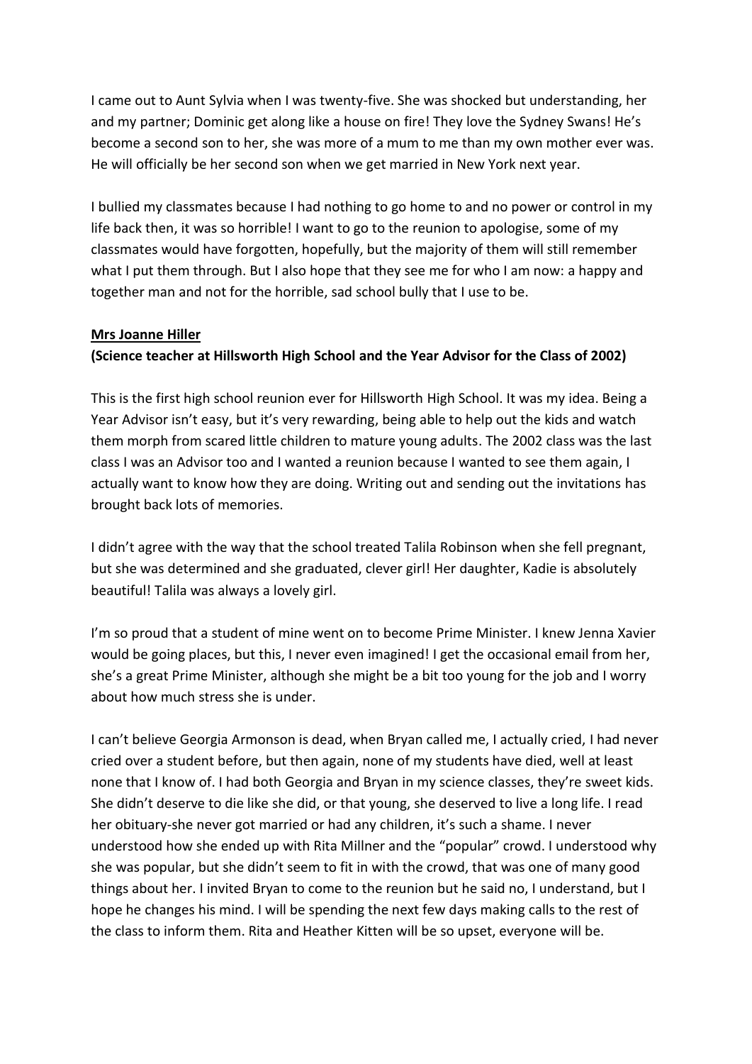I came out to Aunt Sylvia when I was twenty-five. She was shocked but understanding, her and my partner; Dominic get along like a house on fire! They love the Sydney Swans! He's become a second son to her, she was more of a mum to me than my own mother ever was. He will officially be her second son when we get married in New York next year.

I bullied my classmates because I had nothing to go home to and no power or control in my life back then, it was so horrible! I want to go to the reunion to apologise, some of my classmates would have forgotten, hopefully, but the majority of them will still remember what I put them through. But I also hope that they see me for who I am now: a happy and together man and not for the horrible, sad school bully that I use to be.

**<u>Mrs Joanne Hiller</u>**
**(Science teacher at Hillsworth High School and the Year Advisor for the Class of 2002)**

This is the first high school reunion ever for Hillsworth High School. It was my idea. Being a Year Advisor isn't easy, but it's very rewarding, being able to help out the kids and watch them morph from scared little children to mature young adults. The 2002 class was the last class I was an Advisor too and I wanted a reunion because I wanted to see them again, I actually want to know how they are doing. Writing out and sending out the invitations has brought back lots of memories.

I didn't agree with the way that the school treated Talila Robinson when she fell pregnant, but she was determined and she graduated, clever girl! Her daughter, Kadie is absolutely beautiful! Talila was always a lovely girl.

I'm so proud that a student of mine went on to become Prime Minister. I knew Jenna Xavier would be going places, but this, I never even imagined! I get the occasional email from her, she's a great Prime Minister, although she might be a bit too young for the job and I worry about how much stress she is under.

I can't believe Georgia Armonson is dead, when Bryan called me, I actually cried, I had never cried over a student before, but then again, none of my students have died, well at least none that I know of. I had both Georgia and Bryan in my science classes, they're sweet kids. She didn't deserve to die like she did, or that young, she deserved to live a long life. I read her obituary-she never got married or had any children, it's such a shame. I never understood how she ended up with Rita Millner and the "popular" crowd. I understood why she was popular, but she didn't seem to fit in with the crowd, that was one of many good things about her. I invited Bryan to come to the reunion but he said no, I understand, but I hope he changes his mind. I will be spending the next few days making calls to the rest of the class to inform them. Rita and Heather Kitten will be so upset, everyone will be.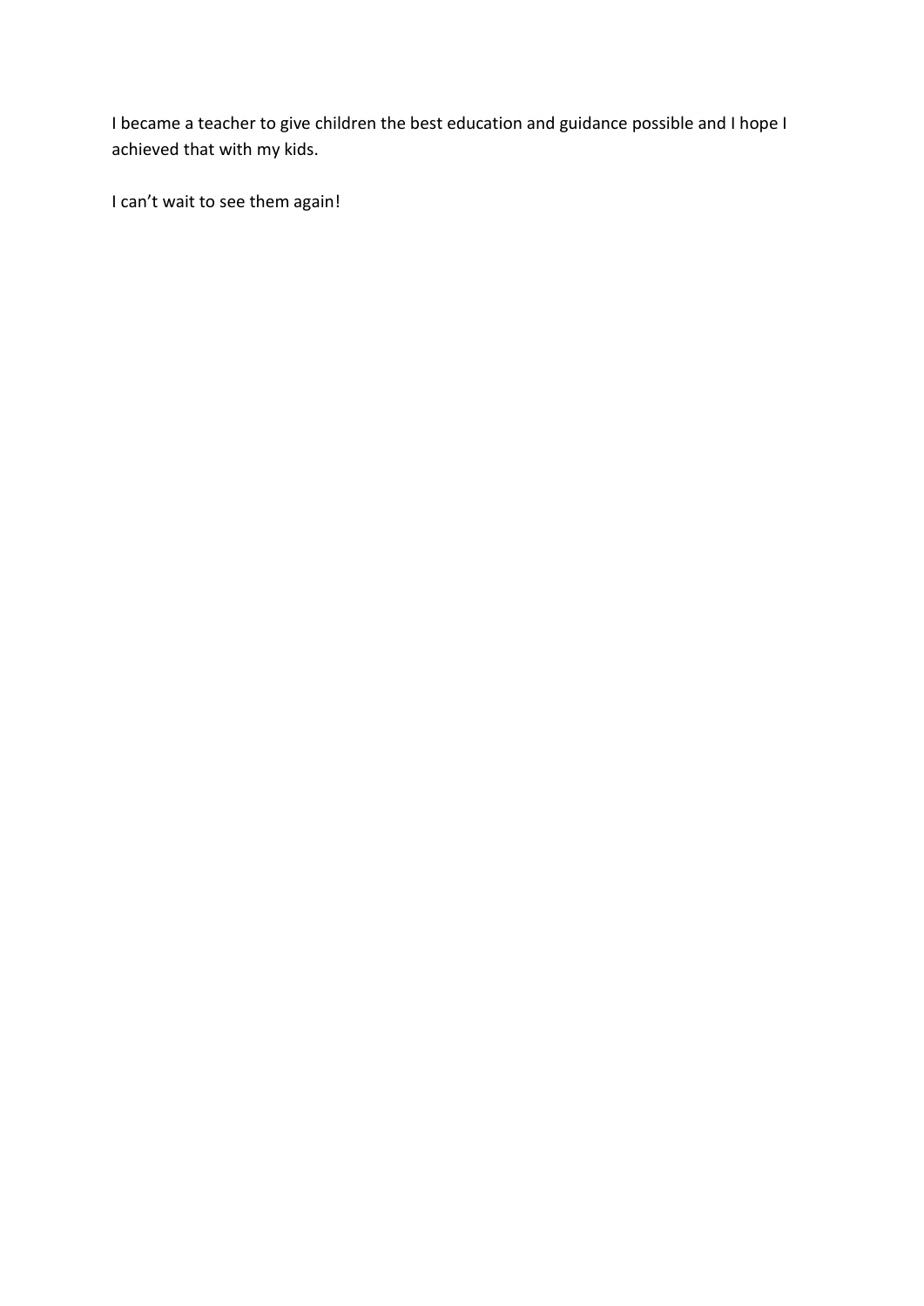I became a teacher to give children the best education and guidance possible and I hope I achieved that with my kids.

I can't wait to see them again!